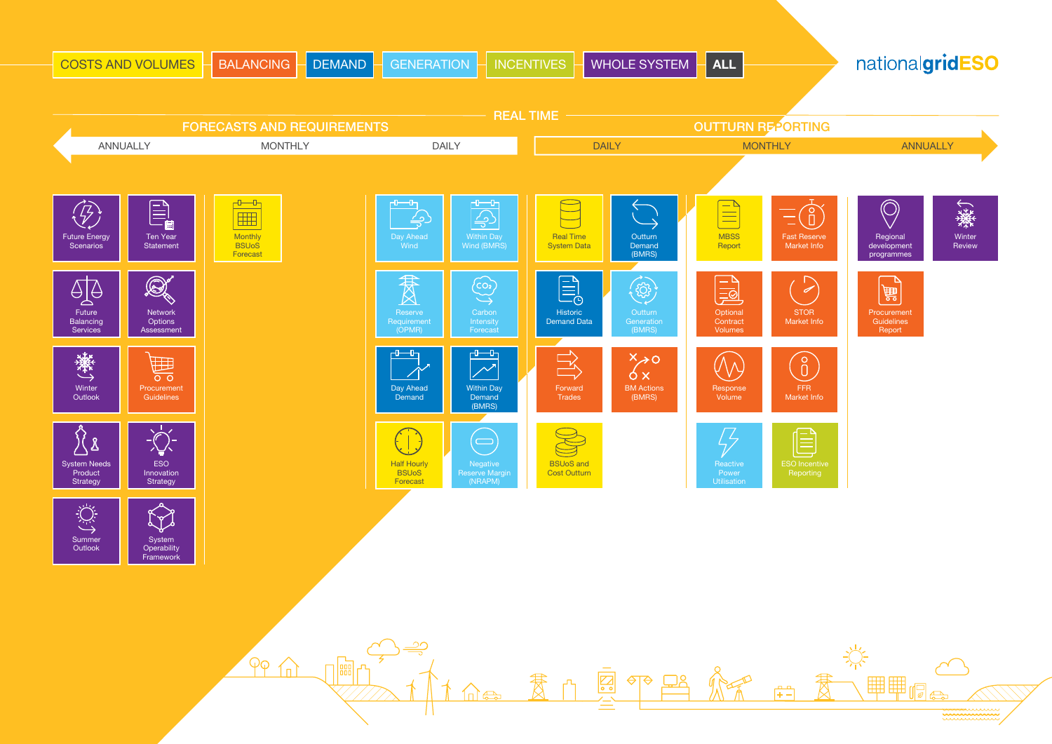COSTS AND VOLUMES | BALANCING | DEMAND | GENERATION | INCENTIVES | WHOLE SYSTEM | **ALL**

nationalgridESO

## REAL TIME

### FORECASTS AND REQUIREMENTS

ANNUALLY | MONTHLY | DAILY

**Annually**

- Future Energy Scenarios
- Ten Year Statement
- Future Balancing Services
- Network Options Assessment
- Winter Outlook
- Procurement Guidelines
- System Needs Product Strategy
- ESO Innovation Strategy
- Summer Outlook
- System Operability Framework

**Monthly**

- Monthly BSUoS Forecast

**Daily**

- Day Ahead Wind
- Within Day Wind (BMRS)
- Reserve Requirement (OPMR)
- Carbon Intensity Forecast
- Day Ahead Demand
- Within Day Demand (BMRS)
- Half Hourly BSUoS Forecast
- Negative Reserve Margin (NRAPM)

### OUTTURN REPORTING

DAILY | MONTHLY | ANNUALLY

**Daily**

- Real Time System Data
- Outturn Demand (BMRS)
- Historic Demand Data
- Outturn Generation (BMRS)
- Forward Trades
- BM Actions (BMRS)
- BSUoS and Cost Outturn

**Monthly**

- MBSS Report
- Fast Reserve Market Info
- Optional Contract Volumes
- STOR Market Info
- Response Volume
- FFR Market Info
- Reactive Power Utilisation
- ESO Incentive Reporting

**Annually**

- Regional development programmes
- Winter Review
- Procurement Guidelines Report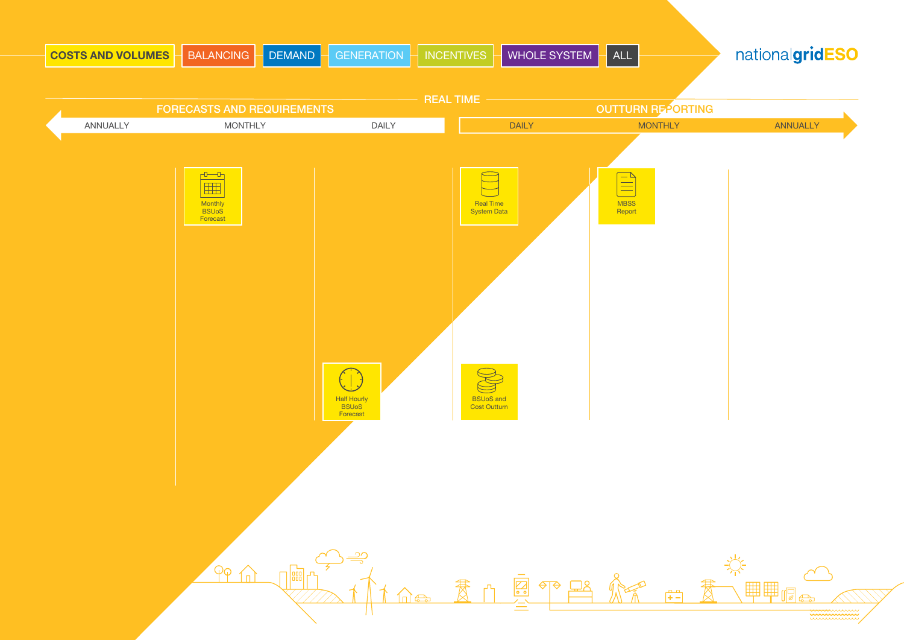COSTS AND VOLUMES | BALANCING | DEMAND | GENERATION | INCENTIVES | WHOLE SYSTEM | ALL

nationalgridESO

REAL TIME

| FORECASTS AND REQUIREMENTS | | | OUTTURN REPORTING | | |
|---|---|---|---|---|---|
| ANNUALLY | MONTHLY | DAILY | DAILY | MONTHLY | ANNUALLY |
| | Monthly BSUoS Forecast | | Real Time System Data | MBSS Report | |
| | | Half Hourly BSUoS Forecast | BSUoS and Cost Outturn | | |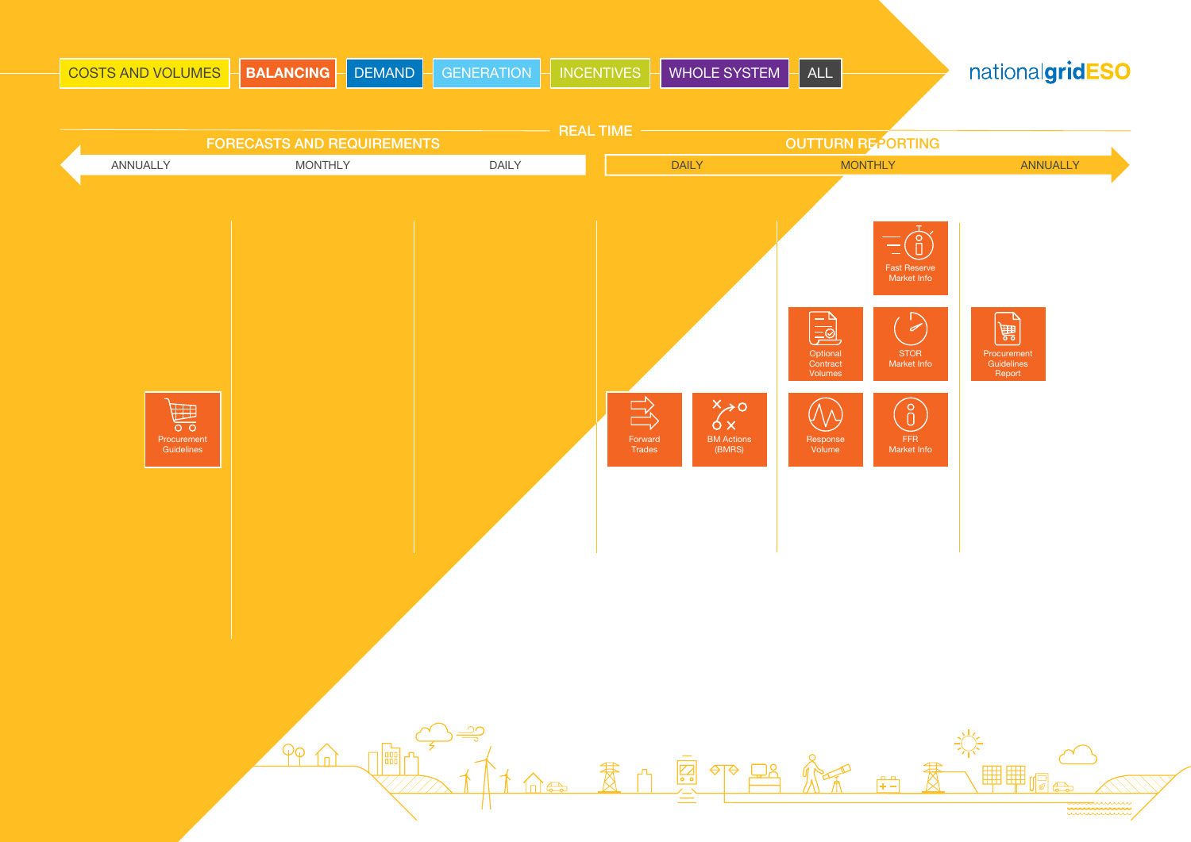COSTS AND VOLUMES | **BALANCING** | DEMAND | GENERATION | INCENTIVES | WHOLE SYSTEM | ALL

nationalgridESO

| FORECASTS AND REQUIREMENTS | | | REAL TIME | OUTTURN REPORTING | | |
|---|---|---|---|---|---|---|
| ANNUALLY | MONTHLY | DAILY | | DAILY | MONTHLY | ANNUALLY |
| Procurement Guidelines | | | | Forward Trades<br>BM Actions (BMRS) | Fast Reserve Market Info<br>Optional Contract Volumes<br>STOR Market Info<br>Response Volume<br>FFR Market Info | Procurement Guidelines Report |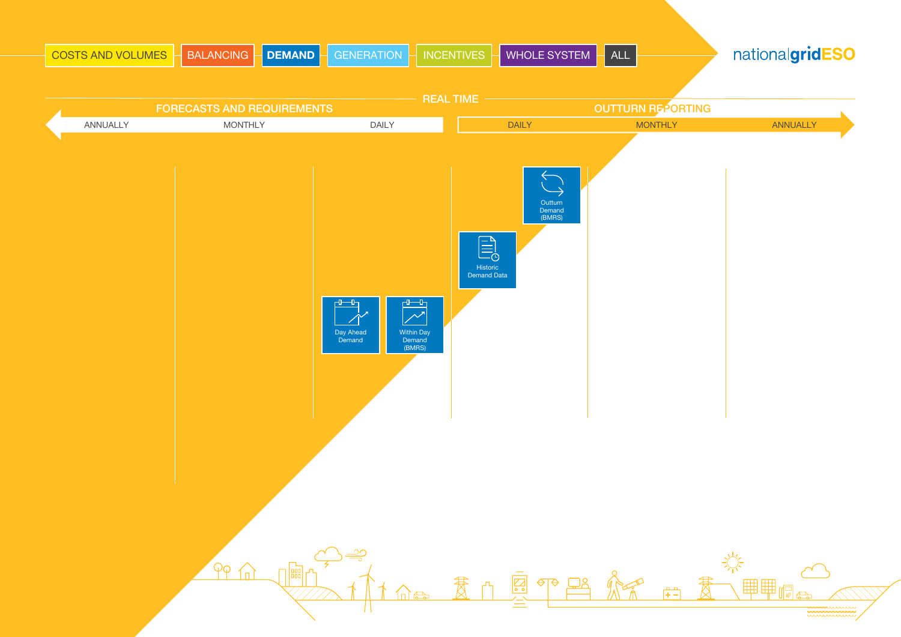COSTS AND VOLUMES | BALANCING | **DEMAND** | GENERATION | INCENTIVES | WHOLE SYSTEM | ALL

nationalgridESO

REAL TIME

| FORECASTS AND REQUIREMENTS | | | OUTTURN REPORTING | | |
|---|---|---|---|---|---|
| ANNUALLY | MONTHLY | DAILY | DAILY | MONTHLY | ANNUALLY |
| | | Day Ahead Demand | Historic Demand Data | | |
| | | Within Day Demand (BMRS) | Outturn Demand (BMRS) | | |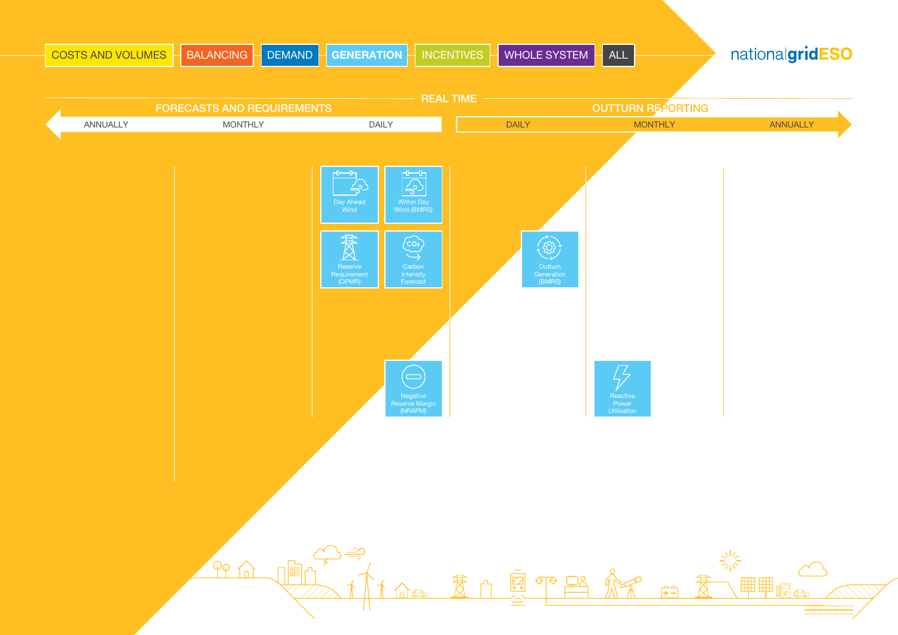COSTS AND VOLUMES | BALANCING | DEMAND | **GENERATION** | INCENTIVES | WHOLE SYSTEM | ALL

nationalgridESO

## REAL TIME

### FORECASTS AND REQUIREMENTS

ANNUALLY | MONTHLY | DAILY

### OUTTURN REPORTING

DAILY | MONTHLY | ANNUALLY

**Forecasts and Requirements – Daily:**

- Day Ahead Wind
- Within Day Wind (BMRS)
- Reserve Requirement (OPMR)
- Carbon Intensity Forecast
- Negative Reserve Margin (NRAPM)

**Outturn Reporting – Daily:**

- Outturn Generation (BMRS)

**Outturn Reporting – Monthly:**

- Reactive Power Utilisation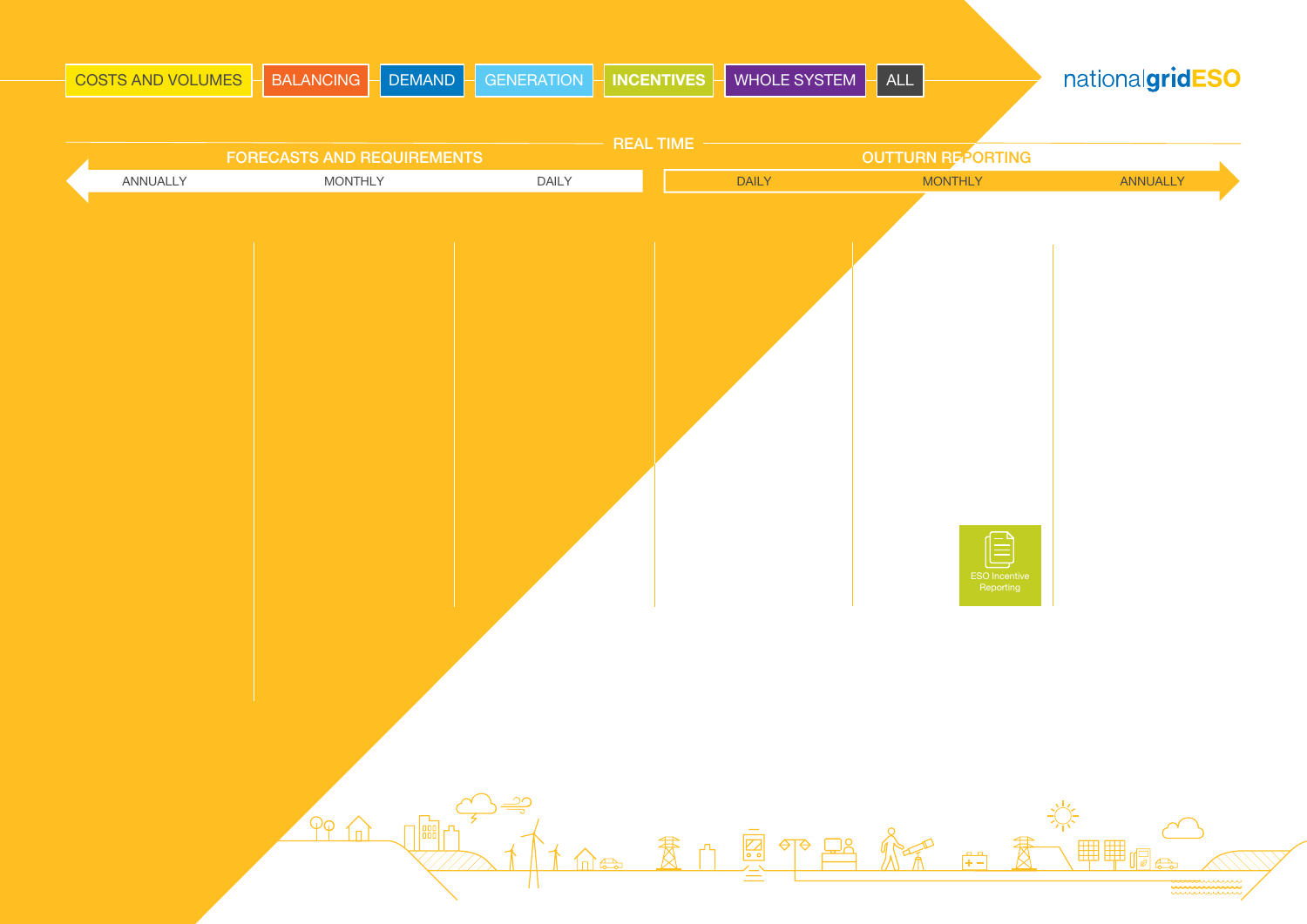COSTS AND VOLUMES | BALANCING | DEMAND | GENERATION | INCENTIVES | WHOLE SYSTEM | ALL

nationalgridESO

REAL TIME

| FORECASTS AND REQUIREMENTS | | | OUTTURN REPORTING | | |
|---|---|---|---|---|---|
| ANNUALLY | MONTHLY | DAILY | DAILY | MONTHLY | ANNUALLY |
| | | | | ESO Incentive Reporting | |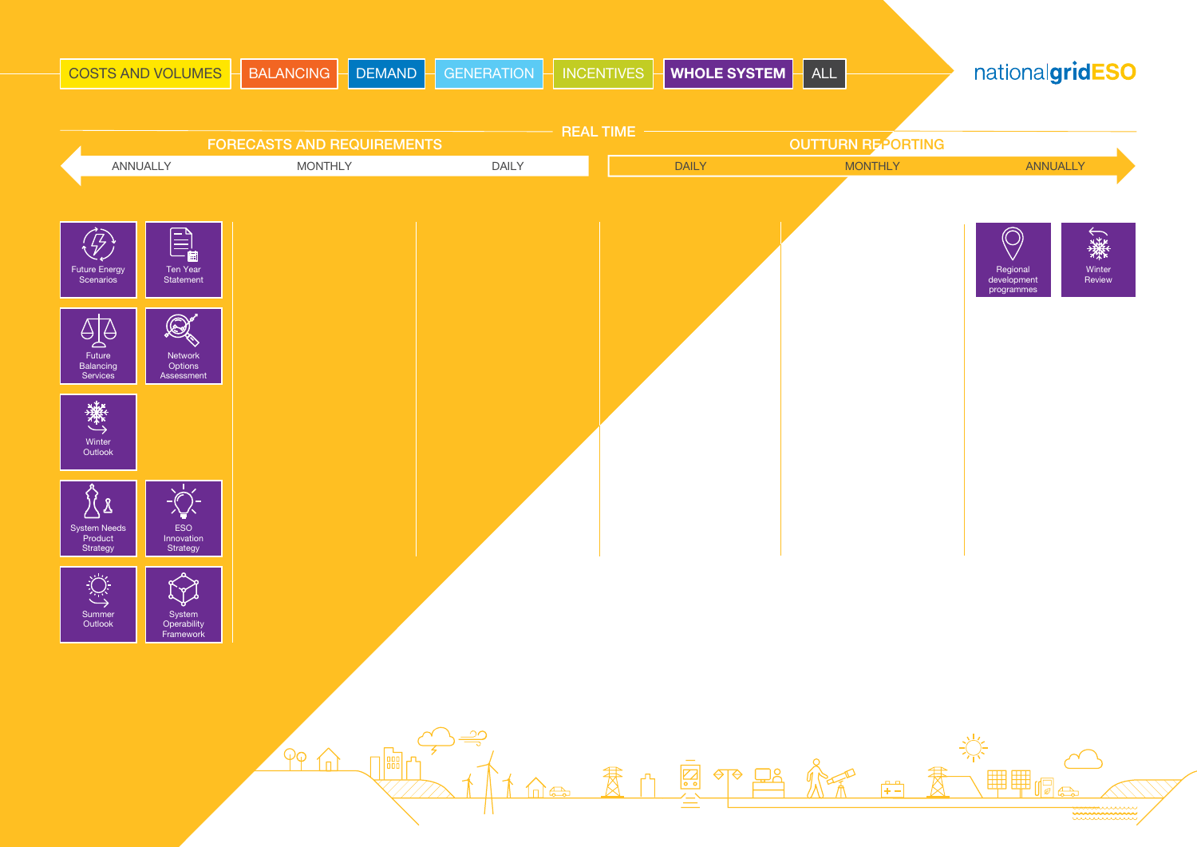COSTS AND VOLUMES | BALANCING | DEMAND | GENERATION | INCENTIVES | **WHOLE SYSTEM** | ALL

nationalgridESO

REAL TIME

FORECASTS AND REQUIREMENTS

ANNUALLY | MONTHLY | DAILY

OUTTURN REPORTING

DAILY | MONTHLY | ANNUALLY

**Forecasts and requirements – Annually**

- Future Energy Scenarios
- Ten Year Statement
- Future Balancing Services
- Network Options Assessment
- Winter Outlook
- System Needs Product Strategy
- ESO Innovation Strategy
- Summer Outlook
- System Operability Framework

**Outturn reporting – Annually**

- Regional development programmes
- Winter Review